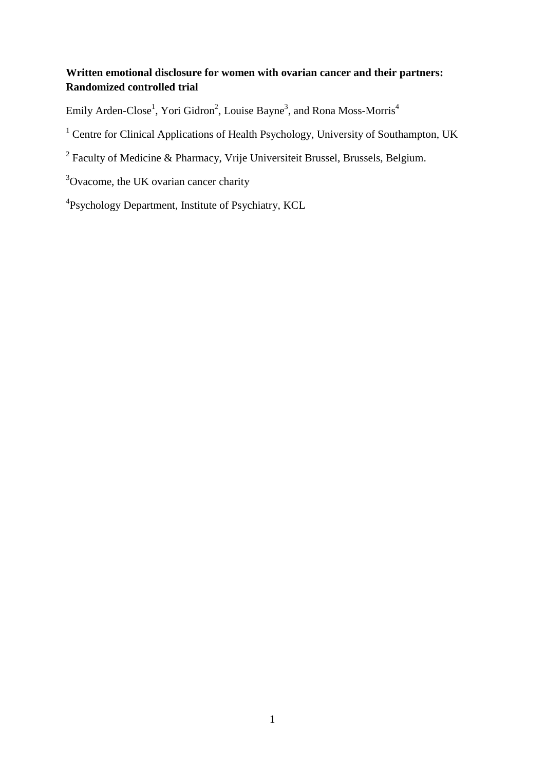**Written emotional disclosure for women with ovarian cancer and their partners: Randomized controlled trial**

Emily Arden-Close[1], Yori Gidron[2], Louise Bayne[3], and Rona Moss-Morris[4]

[1] Centre for Clinical Applications of Health Psychology, University of Southampton, UK

[2] Faculty of Medicine & Pharmacy, Vrije Universiteit Brussel, Brussels, Belgium.

[3] Ovacome, the UK ovarian cancer charity

[4] Psychology Department, Institute of Psychiatry, KCL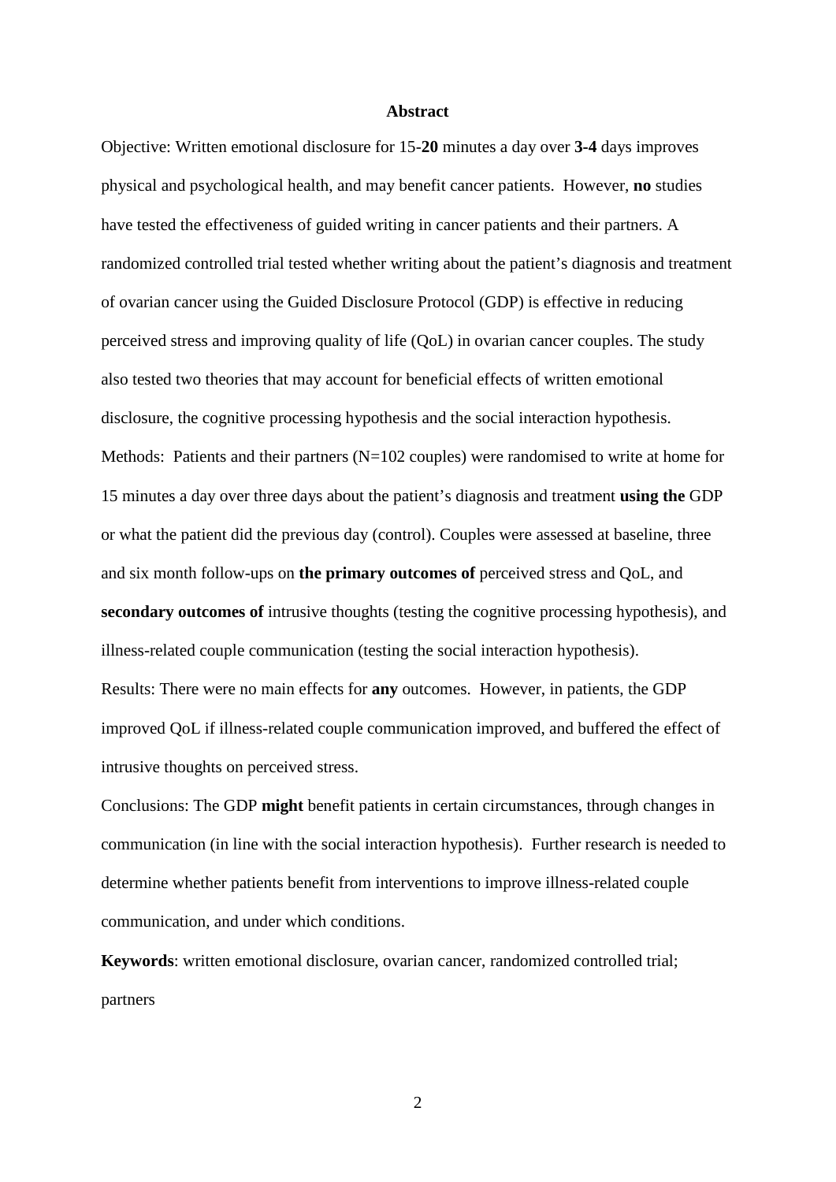## Abstract

Objective: Written emotional disclosure for 15-**20** minutes a day over **3-4** days improves physical and psychological health, and may benefit cancer patients. However, **no** studies have tested the effectiveness of guided writing in cancer patients and their partners. A randomized controlled trial tested whether writing about the patient's diagnosis and treatment of ovarian cancer using the Guided Disclosure Protocol (GDP) is effective in reducing perceived stress and improving quality of life (QoL) in ovarian cancer couples. The study also tested two theories that may account for beneficial effects of written emotional disclosure, the cognitive processing hypothesis and the social interaction hypothesis.

Methods: Patients and their partners (N=102 couples) were randomised to write at home for 15 minutes a day over three days about the patient's diagnosis and treatment **using the** GDP or what the patient did the previous day (control). Couples were assessed at baseline, three and six month follow-ups on **the primary outcomes of** perceived stress and QoL, and **secondary outcomes of** intrusive thoughts (testing the cognitive processing hypothesis), and illness-related couple communication (testing the social interaction hypothesis).

Results: There were no main effects for **any** outcomes. However, in patients, the GDP improved QoL if illness-related couple communication improved, and buffered the effect of intrusive thoughts on perceived stress.

Conclusions: The GDP **might** benefit patients in certain circumstances, through changes in communication (in line with the social interaction hypothesis). Further research is needed to determine whether patients benefit from interventions to improve illness-related couple communication, and under which conditions.

**Keywords**: written emotional disclosure, ovarian cancer, randomized controlled trial; partners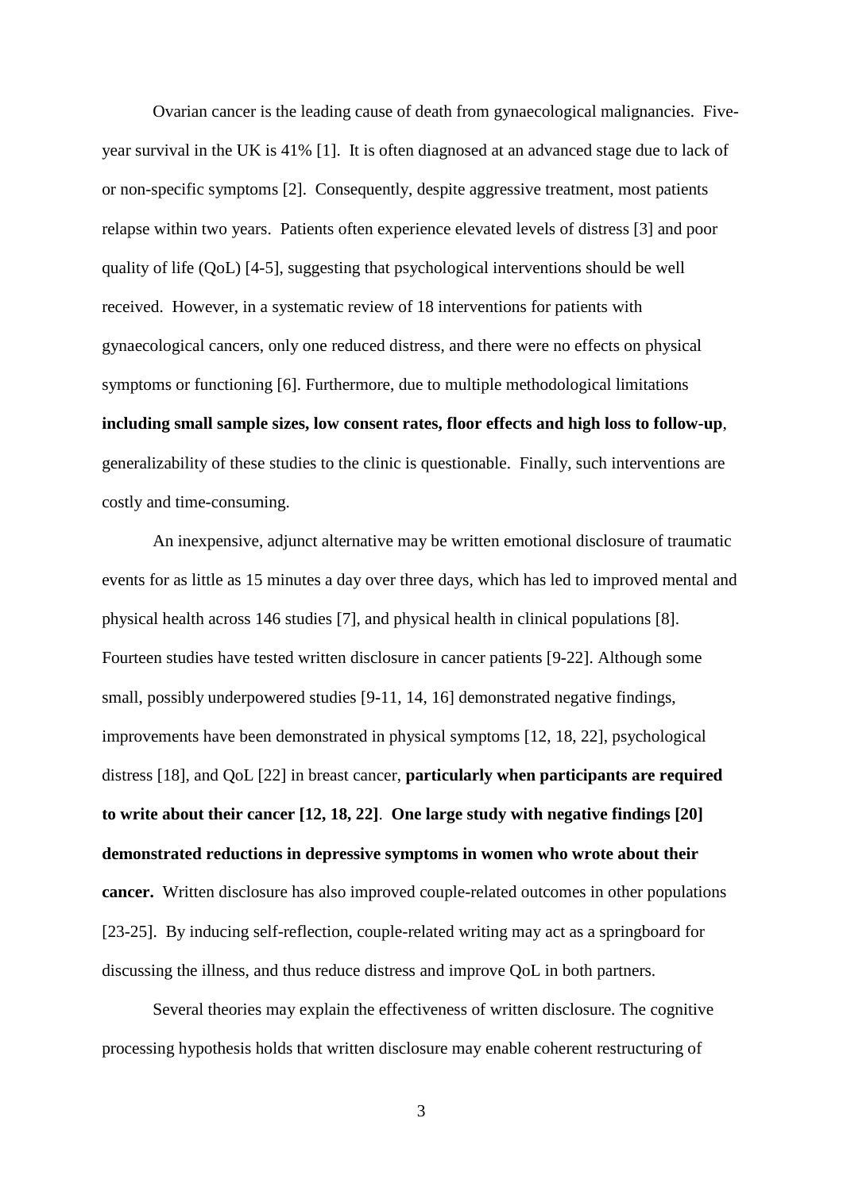Ovarian cancer is the leading cause of death from gynaecological malignancies. Five-year survival in the UK is 41% [1]. It is often diagnosed at an advanced stage due to lack of or non-specific symptoms [2]. Consequently, despite aggressive treatment, most patients relapse within two years. Patients often experience elevated levels of distress [3] and poor quality of life (QoL) [4-5], suggesting that psychological interventions should be well received. However, in a systematic review of 18 interventions for patients with gynaecological cancers, only one reduced distress, and there were no effects on physical symptoms or functioning [6]. Furthermore, due to multiple methodological limitations **including small sample sizes, low consent rates, floor effects and high loss to follow-up**, generalizability of these studies to the clinic is questionable. Finally, such interventions are costly and time-consuming.

An inexpensive, adjunct alternative may be written emotional disclosure of traumatic events for as little as 15 minutes a day over three days, which has led to improved mental and physical health across 146 studies [7], and physical health in clinical populations [8]. Fourteen studies have tested written disclosure in cancer patients [9-22]. Although some small, possibly underpowered studies [9-11, 14, 16] demonstrated negative findings, improvements have been demonstrated in physical symptoms [12, 18, 22], psychological distress [18], and QoL [22] in breast cancer, **particularly when participants are required to write about their cancer [12, 18, 22]**. **One large study with negative findings [20] demonstrated reductions in depressive symptoms in women who wrote about their cancer.** Written disclosure has also improved couple-related outcomes in other populations [23-25]. By inducing self-reflection, couple-related writing may act as a springboard for discussing the illness, and thus reduce distress and improve QoL in both partners.

Several theories may explain the effectiveness of written disclosure. The cognitive processing hypothesis holds that written disclosure may enable coherent restructuring of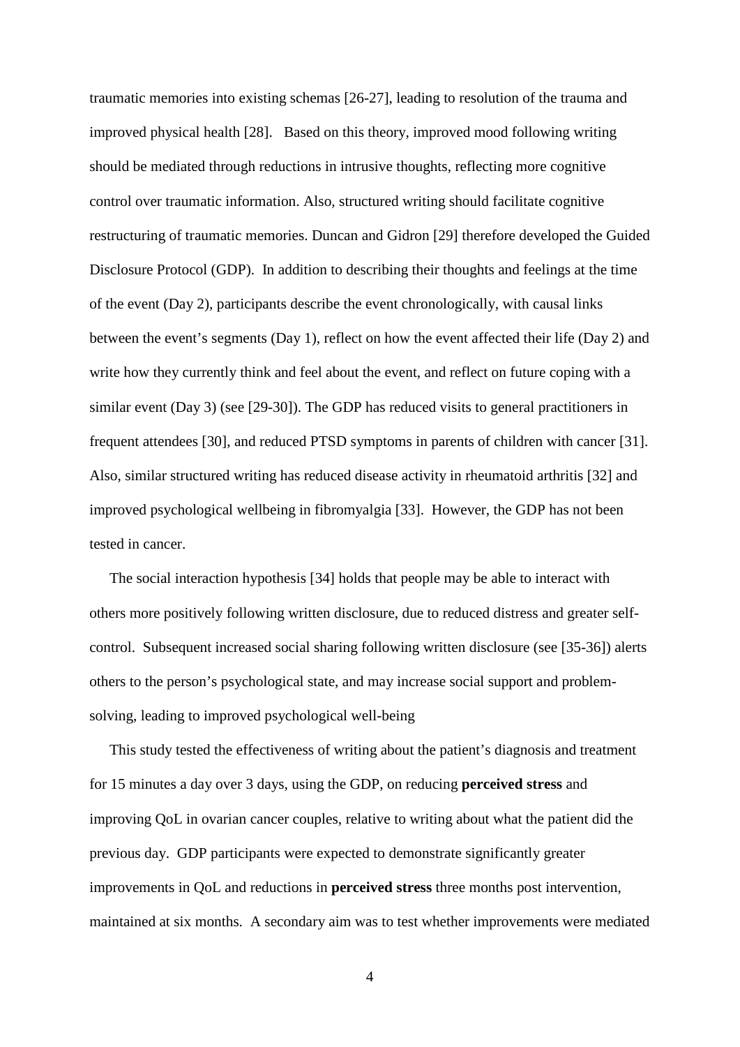traumatic memories into existing schemas [26-27], leading to resolution of the trauma and improved physical health [28]. Based on this theory, improved mood following writing should be mediated through reductions in intrusive thoughts, reflecting more cognitive control over traumatic information. Also, structured writing should facilitate cognitive restructuring of traumatic memories. Duncan and Gidron [29] therefore developed the Guided Disclosure Protocol (GDP). In addition to describing their thoughts and feelings at the time of the event (Day 2), participants describe the event chronologically, with causal links between the event's segments (Day 1), reflect on how the event affected their life (Day 2) and write how they currently think and feel about the event, and reflect on future coping with a similar event (Day 3) (see [29-30]). The GDP has reduced visits to general practitioners in frequent attendees [30], and reduced PTSD symptoms in parents of children with cancer [31]. Also, similar structured writing has reduced disease activity in rheumatoid arthritis [32] and improved psychological wellbeing in fibromyalgia [33]. However, the GDP has not been tested in cancer.

The social interaction hypothesis [34] holds that people may be able to interact with others more positively following written disclosure, due to reduced distress and greater self-control. Subsequent increased social sharing following written disclosure (see [35-36]) alerts others to the person's psychological state, and may increase social support and problem-solving, leading to improved psychological well-being

This study tested the effectiveness of writing about the patient's diagnosis and treatment for 15 minutes a day over 3 days, using the GDP, on reducing **perceived stress** and improving QoL in ovarian cancer couples, relative to writing about what the patient did the previous day. GDP participants were expected to demonstrate significantly greater improvements in QoL and reductions in **perceived stress** three months post intervention, maintained at six months. A secondary aim was to test whether improvements were mediated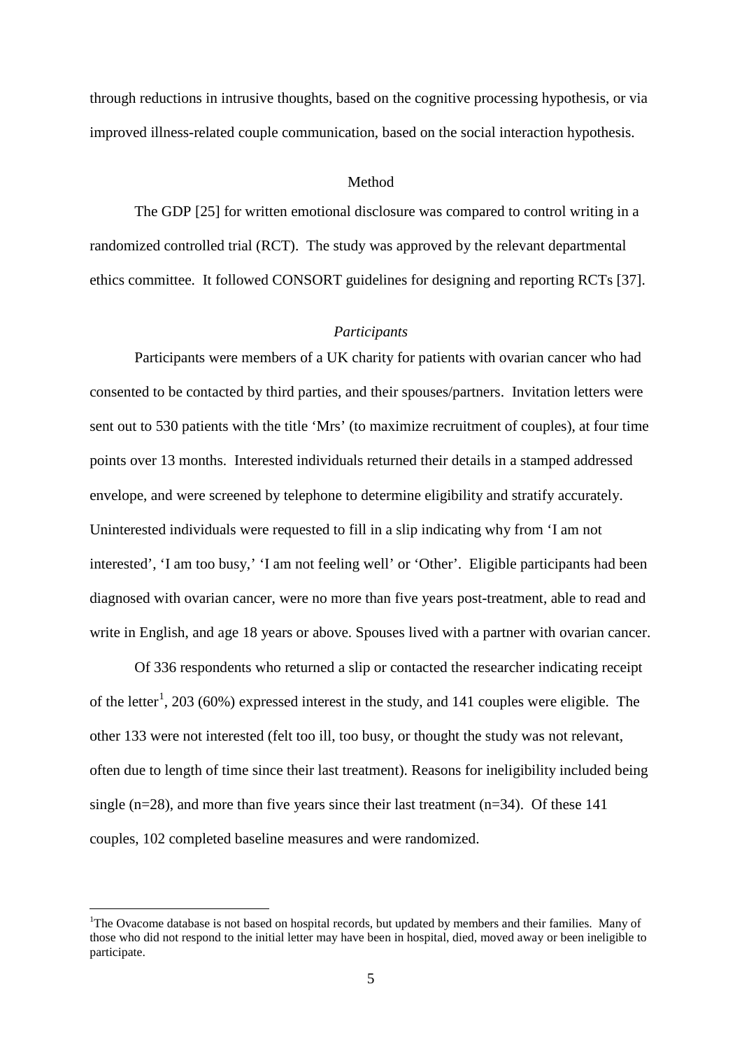through reductions in intrusive thoughts, based on the cognitive processing hypothesis, or via improved illness-related couple communication, based on the social interaction hypothesis.

## Method

The GDP [25] for written emotional disclosure was compared to control writing in a randomized controlled trial (RCT). The study was approved by the relevant departmental ethics committee. It followed CONSORT guidelines for designing and reporting RCTs [37].

### *Participants*

Participants were members of a UK charity for patients with ovarian cancer who had consented to be contacted by third parties, and their spouses/partners. Invitation letters were sent out to 530 patients with the title 'Mrs' (to maximize recruitment of couples), at four time points over 13 months. Interested individuals returned their details in a stamped addressed envelope, and were screened by telephone to determine eligibility and stratify accurately. Uninterested individuals were requested to fill in a slip indicating why from 'I am not interested', 'I am too busy,' 'I am not feeling well' or 'Other'. Eligible participants had been diagnosed with ovarian cancer, were no more than five years post-treatment, able to read and write in English, and age 18 years or above. Spouses lived with a partner with ovarian cancer.

Of 336 respondents who returned a slip or contacted the researcher indicating receipt of the letter[1], 203 (60%) expressed interest in the study, and 141 couples were eligible. The other 133 were not interested (felt too ill, too busy, or thought the study was not relevant, often due to length of time since their last treatment). Reasons for ineligibility included being single (n=28), and more than five years since their last treatment (n=34). Of these 141 couples, 102 completed baseline measures and were randomized.

---

[1]The Ovacome database is not based on hospital records, but updated by members and their families. Many of those who did not respond to the initial letter may have been in hospital, died, moved away or been ineligible to participate.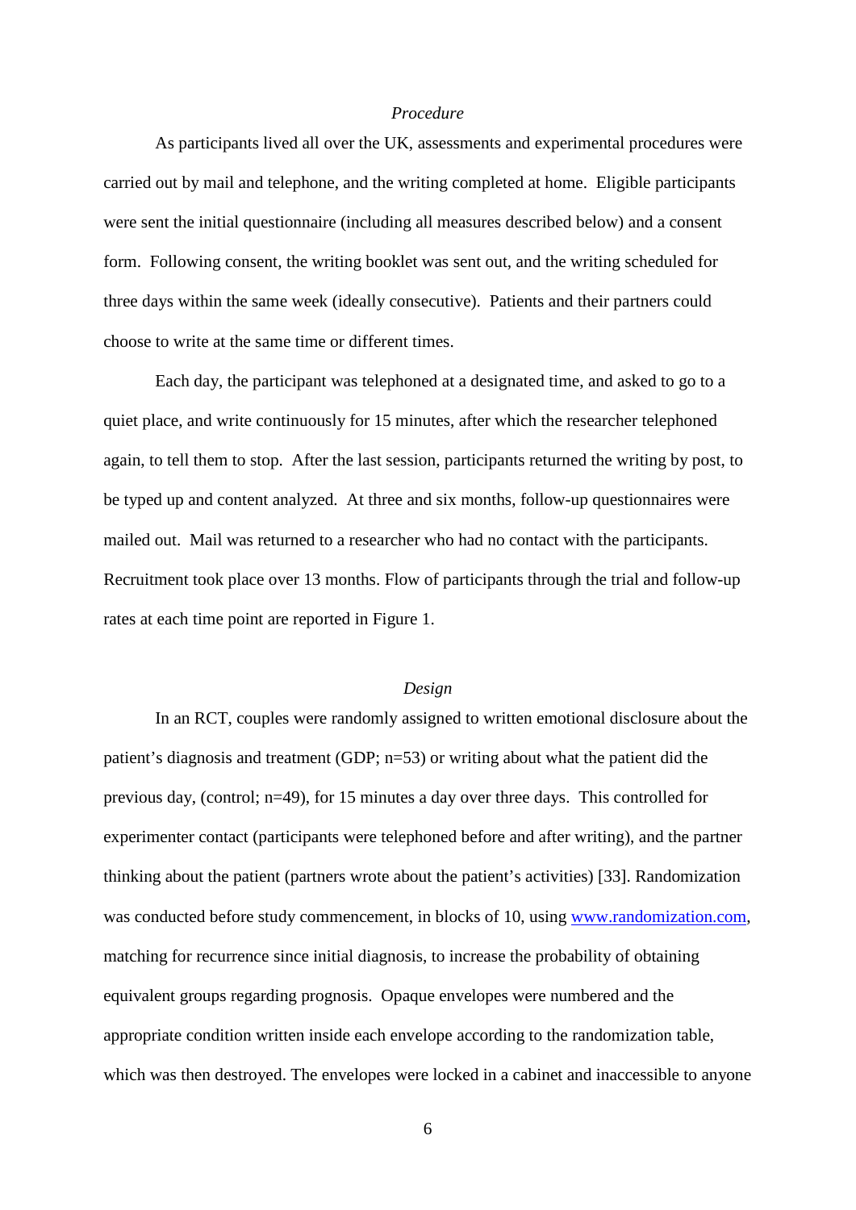*Procedure*

As participants lived all over the UK, assessments and experimental procedures were carried out by mail and telephone, and the writing completed at home. Eligible participants were sent the initial questionnaire (including all measures described below) and a consent form. Following consent, the writing booklet was sent out, and the writing scheduled for three days within the same week (ideally consecutive). Patients and their partners could choose to write at the same time or different times.

Each day, the participant was telephoned at a designated time, and asked to go to a quiet place, and write continuously for 15 minutes, after which the researcher telephoned again, to tell them to stop. After the last session, participants returned the writing by post, to be typed up and content analyzed. At three and six months, follow-up questionnaires were mailed out. Mail was returned to a researcher who had no contact with the participants. Recruitment took place over 13 months. Flow of participants through the trial and follow-up rates at each time point are reported in Figure 1.

*Design*

In an RCT, couples were randomly assigned to written emotional disclosure about the patient's diagnosis and treatment (GDP; n=53) or writing about what the patient did the previous day, (control; n=49), for 15 minutes a day over three days. This controlled for experimenter contact (participants were telephoned before and after writing), and the partner thinking about the patient (partners wrote about the patient's activities) [33]. Randomization was conducted before study commencement, in blocks of 10, using www.randomization.com, matching for recurrence since initial diagnosis, to increase the probability of obtaining equivalent groups regarding prognosis. Opaque envelopes were numbered and the appropriate condition written inside each envelope according to the randomization table, which was then destroyed. The envelopes were locked in a cabinet and inaccessible to anyone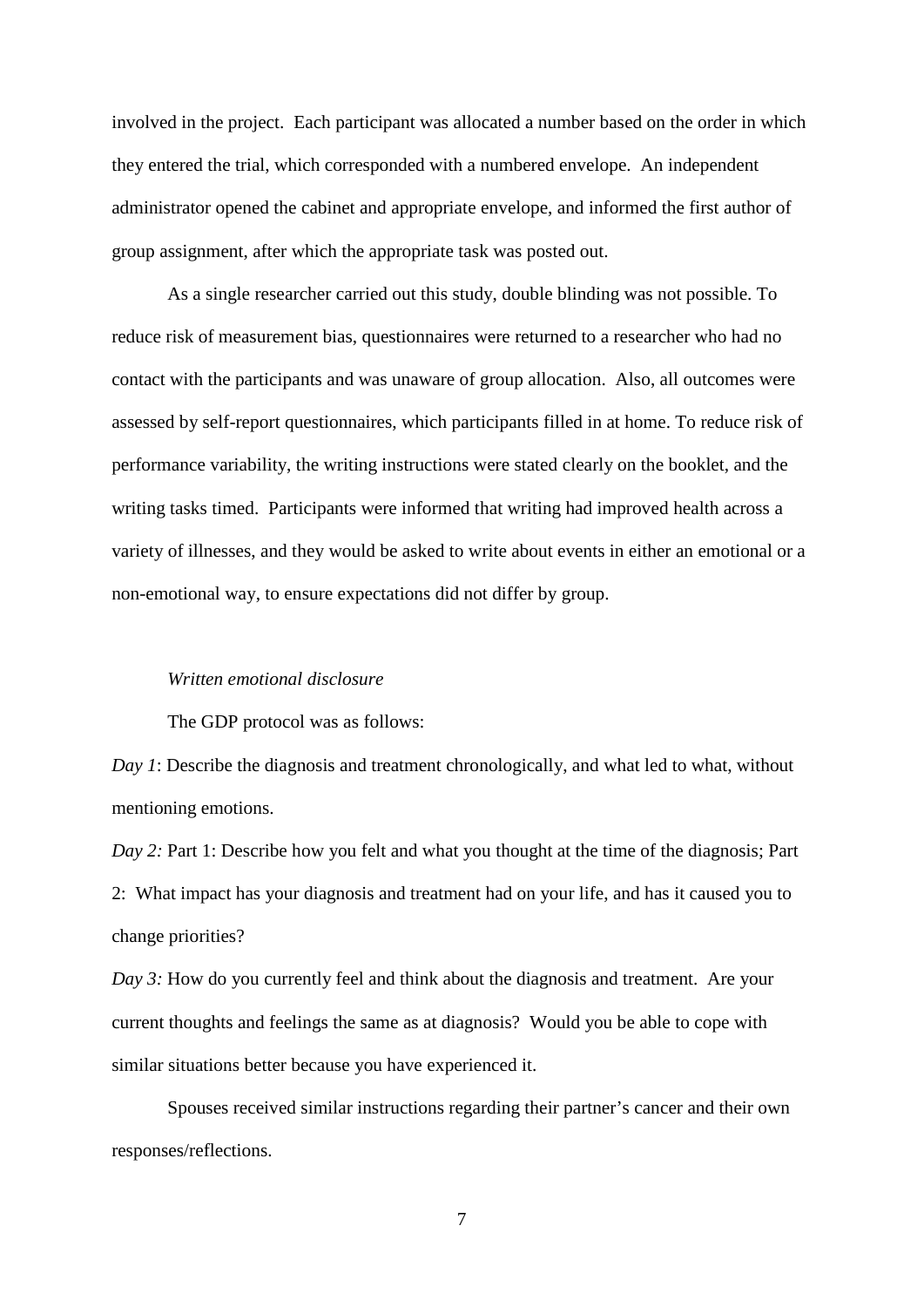involved in the project. Each participant was allocated a number based on the order in which they entered the trial, which corresponded with a numbered envelope. An independent administrator opened the cabinet and appropriate envelope, and informed the first author of group assignment, after which the appropriate task was posted out.

As a single researcher carried out this study, double blinding was not possible. To reduce risk of measurement bias, questionnaires were returned to a researcher who had no contact with the participants and was unaware of group allocation. Also, all outcomes were assessed by self-report questionnaires, which participants filled in at home. To reduce risk of performance variability, the writing instructions were stated clearly on the booklet, and the writing tasks timed. Participants were informed that writing had improved health across a variety of illnesses, and they would be asked to write about events in either an emotional or a non-emotional way, to ensure expectations did not differ by group.

*Written emotional disclosure*

The GDP protocol was as follows:

*Day 1*: Describe the diagnosis and treatment chronologically, and what led to what, without mentioning emotions.

*Day 2:* Part 1: Describe how you felt and what you thought at the time of the diagnosis; Part 2: What impact has your diagnosis and treatment had on your life, and has it caused you to change priorities?

*Day 3:* How do you currently feel and think about the diagnosis and treatment. Are your current thoughts and feelings the same as at diagnosis? Would you be able to cope with similar situations better because you have experienced it.

Spouses received similar instructions regarding their partner's cancer and their own responses/reflections.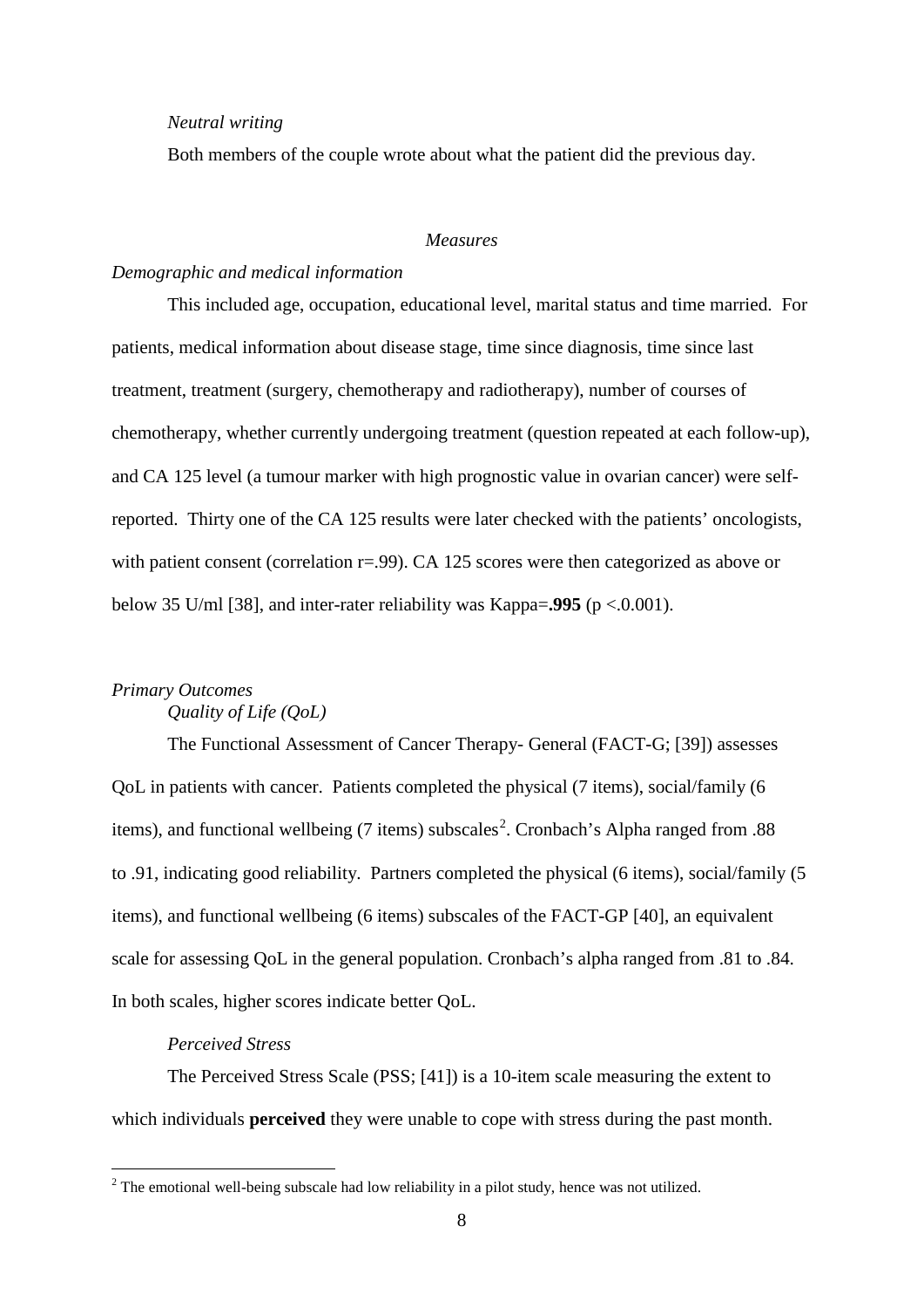*Neutral writing*

Both members of the couple wrote about what the patient did the previous day.

## *Measures*

*Demographic and medical information*

This included age, occupation, educational level, marital status and time married. For patients, medical information about disease stage, time since diagnosis, time since last treatment, treatment (surgery, chemotherapy and radiotherapy), number of courses of chemotherapy, whether currently undergoing treatment (question repeated at each follow-up), and CA 125 level (a tumour marker with high prognostic value in ovarian cancer) were self-reported. Thirty one of the CA 125 results were later checked with the patients' oncologists, with patient consent (correlation $r=.99$). CA 125 scores were then categorized as above or below 35 U/ml [38], and inter-rater reliability was Kappa=**.995** ($p < .0.001$).

*Primary Outcomes*

*Quality of Life (QoL)*

The Functional Assessment of Cancer Therapy- General (FACT-G; [39]) assesses QoL in patients with cancer. Patients completed the physical (7 items), social/family (6 items), and functional wellbeing (7 items) subscales[2]. Cronbach's Alpha ranged from .88 to .91, indicating good reliability. Partners completed the physical (6 items), social/family (5 items), and functional wellbeing (6 items) subscales of the FACT-GP [40], an equivalent scale for assessing QoL in the general population. Cronbach's alpha ranged from .81 to .84. In both scales, higher scores indicate better QoL.

*Perceived Stress*

The Perceived Stress Scale (PSS; [41]) is a 10-item scale measuring the extent to which individuals **perceived** they were unable to cope with stress during the past month.

[2] The emotional well-being subscale had low reliability in a pilot study, hence was not utilized.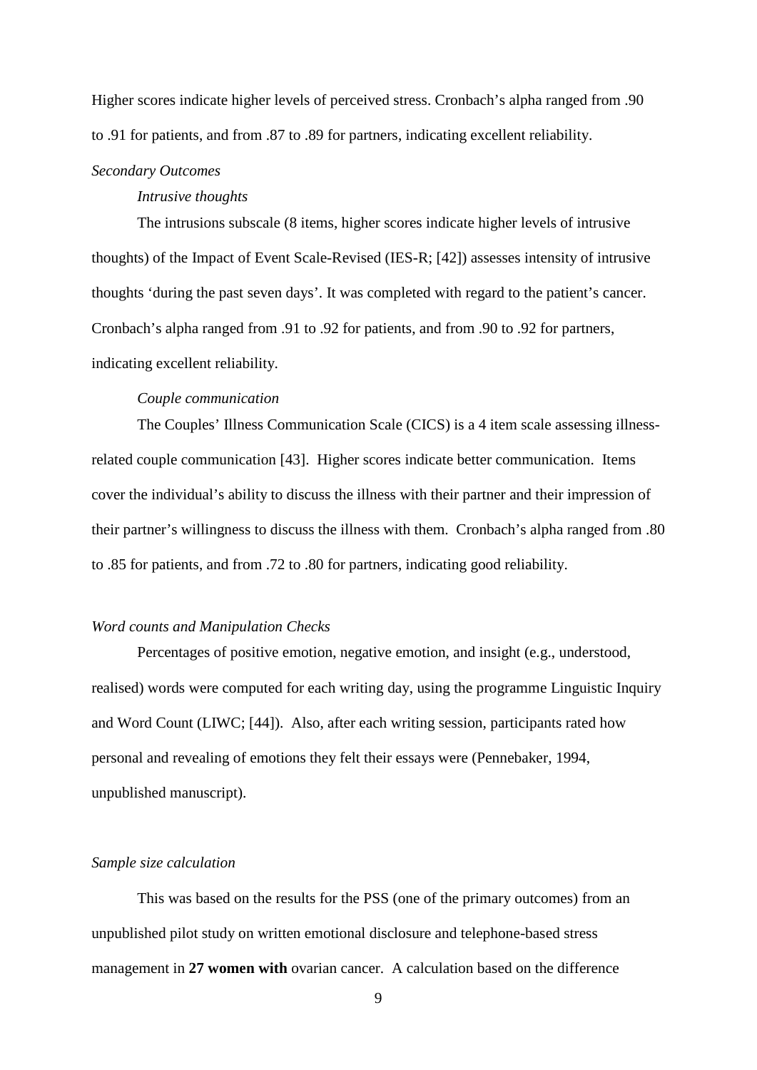Higher scores indicate higher levels of perceived stress. Cronbach's alpha ranged from .90 to .91 for patients, and from .87 to .89 for partners, indicating excellent reliability.

*Secondary Outcomes*

*Intrusive thoughts*

The intrusions subscale (8 items, higher scores indicate higher levels of intrusive thoughts) of the Impact of Event Scale-Revised (IES-R; [42]) assesses intensity of intrusive thoughts 'during the past seven days'. It was completed with regard to the patient's cancer. Cronbach's alpha ranged from .91 to .92 for patients, and from .90 to .92 for partners, indicating excellent reliability.

*Couple communication*

The Couples' Illness Communication Scale (CICS) is a 4 item scale assessing illness-related couple communication [43]. Higher scores indicate better communication. Items cover the individual's ability to discuss the illness with their partner and their impression of their partner's willingness to discuss the illness with them. Cronbach's alpha ranged from .80 to .85 for patients, and from .72 to .80 for partners, indicating good reliability.

*Word counts and Manipulation Checks*

Percentages of positive emotion, negative emotion, and insight (e.g., understood, realised) words were computed for each writing day, using the programme Linguistic Inquiry and Word Count (LIWC; [44]). Also, after each writing session, participants rated how personal and revealing of emotions they felt their essays were (Pennebaker, 1994, unpublished manuscript).

*Sample size calculation*

This was based on the results for the PSS (one of the primary outcomes) from an unpublished pilot study on written emotional disclosure and telephone-based stress management in **27 women with** ovarian cancer. A calculation based on the difference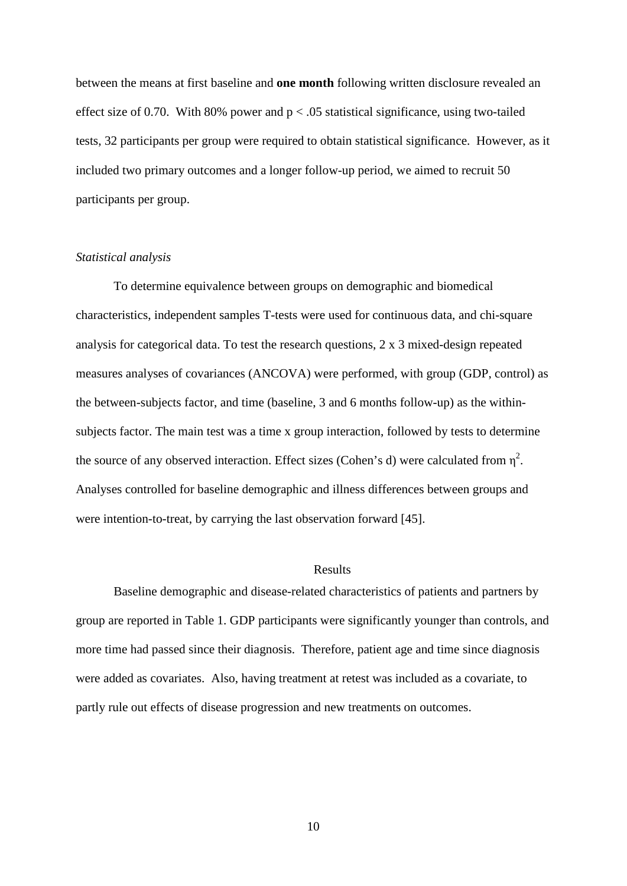between the means at first baseline and **one month** following written disclosure revealed an effect size of 0.70. With 80% power and $p < .05$ statistical significance, using two-tailed tests, 32 participants per group were required to obtain statistical significance. However, as it included two primary outcomes and a longer follow-up period, we aimed to recruit 50 participants per group.

*Statistical analysis*

To determine equivalence between groups on demographic and biomedical characteristics, independent samples T-tests were used for continuous data, and chi-square analysis for categorical data. To test the research questions, 2 x 3 mixed-design repeated measures analyses of covariances (ANCOVA) were performed, with group (GDP, control) as the between-subjects factor, and time (baseline, 3 and 6 months follow-up) as the within-subjects factor. The main test was a time x group interaction, followed by tests to determine the source of any observed interaction. Effect sizes (Cohen's d) were calculated from $\eta^2$. Analyses controlled for baseline demographic and illness differences between groups and were intention-to-treat, by carrying the last observation forward [45].

## Results

Baseline demographic and disease-related characteristics of patients and partners by group are reported in Table 1. GDP participants were significantly younger than controls, and more time had passed since their diagnosis. Therefore, patient age and time since diagnosis were added as covariates. Also, having treatment at retest was included as a covariate, to partly rule out effects of disease progression and new treatments on outcomes.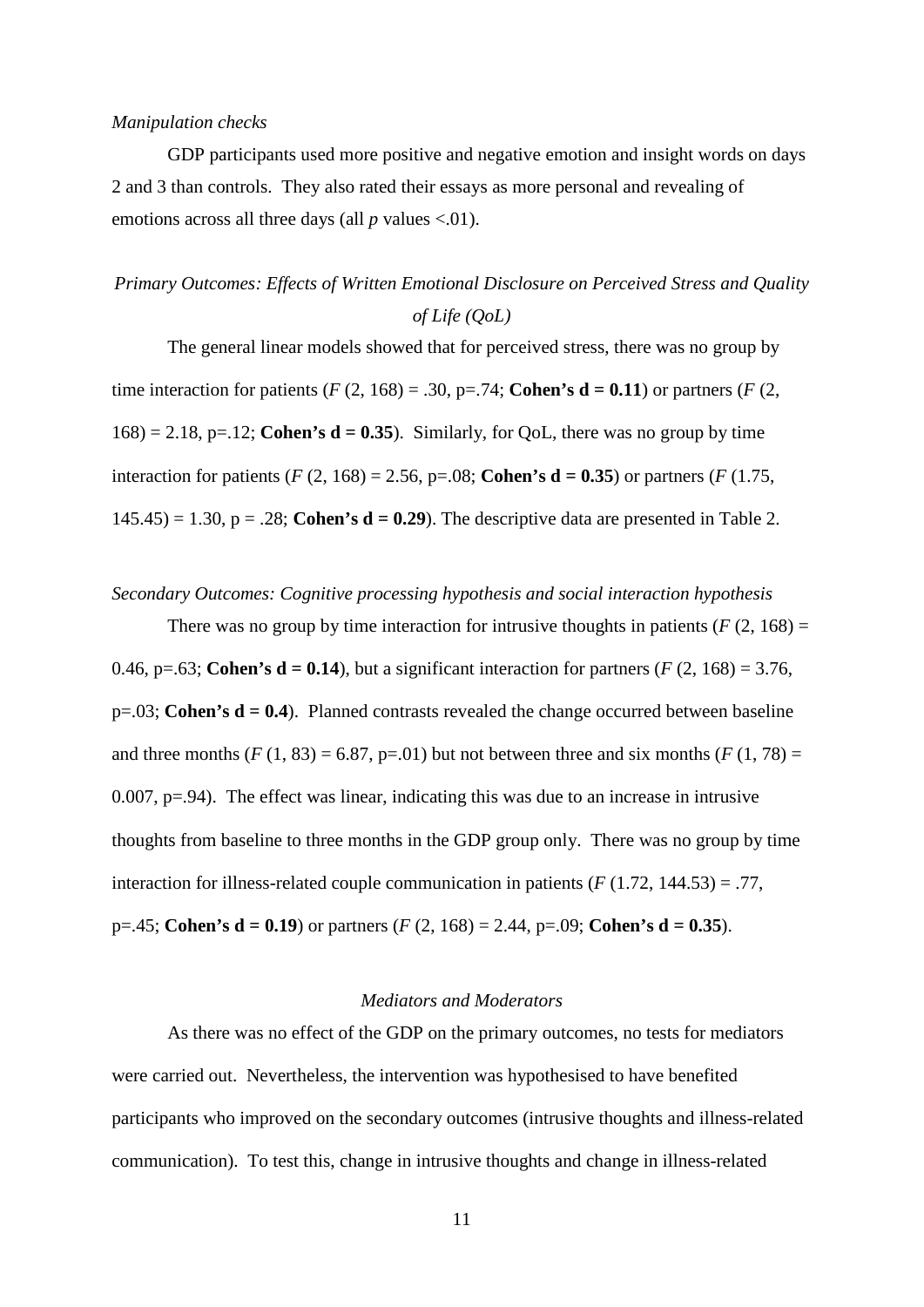*Manipulation checks*

GDP participants used more positive and negative emotion and insight words on days 2 and 3 than controls. They also rated their essays as more personal and revealing of emotions across all three days (all $p$ values <.01).

### *Primary Outcomes: Effects of Written Emotional Disclosure on Perceived Stress and Quality of Life (QoL)*

The general linear models showed that for perceived stress, there was no group by time interaction for patients ($F$ (2, 168) = .30, p=.74; **Cohen's d = 0.11**) or partners ($F$ (2, 168) = 2.18, p=.12; **Cohen's d = 0.35**). Similarly, for QoL, there was no group by time interaction for patients ($F$ (2, 168) = 2.56, p=.08; **Cohen's d = 0.35**) or partners ($F$ (1.75, 145.45) = 1.30, p = .28; **Cohen's d = 0.29**). The descriptive data are presented in Table 2.

*Secondary Outcomes: Cognitive processing hypothesis and social interaction hypothesis*

There was no group by time interaction for intrusive thoughts in patients ($F$ (2, 168) = 0.46, p=.63; **Cohen's d = 0.14**), but a significant interaction for partners ($F$ (2, 168) = 3.76, p=.03; **Cohen's d = 0.4**). Planned contrasts revealed the change occurred between baseline and three months ($F$ (1, 83) = 6.87, p=.01) but not between three and six months ($F$ (1, 78) = 0.007, p=.94). The effect was linear, indicating this was due to an increase in intrusive thoughts from baseline to three months in the GDP group only. There was no group by time interaction for illness-related couple communication in patients ($F$ (1.72, 144.53) = .77, p=.45; **Cohen's d = 0.19**) or partners ($F$ (2, 168) = 2.44, p=.09; **Cohen's d = 0.35**).

### *Mediators and Moderators*

As there was no effect of the GDP on the primary outcomes, no tests for mediators were carried out. Nevertheless, the intervention was hypothesised to have benefited participants who improved on the secondary outcomes (intrusive thoughts and illness-related communication). To test this, change in intrusive thoughts and change in illness-related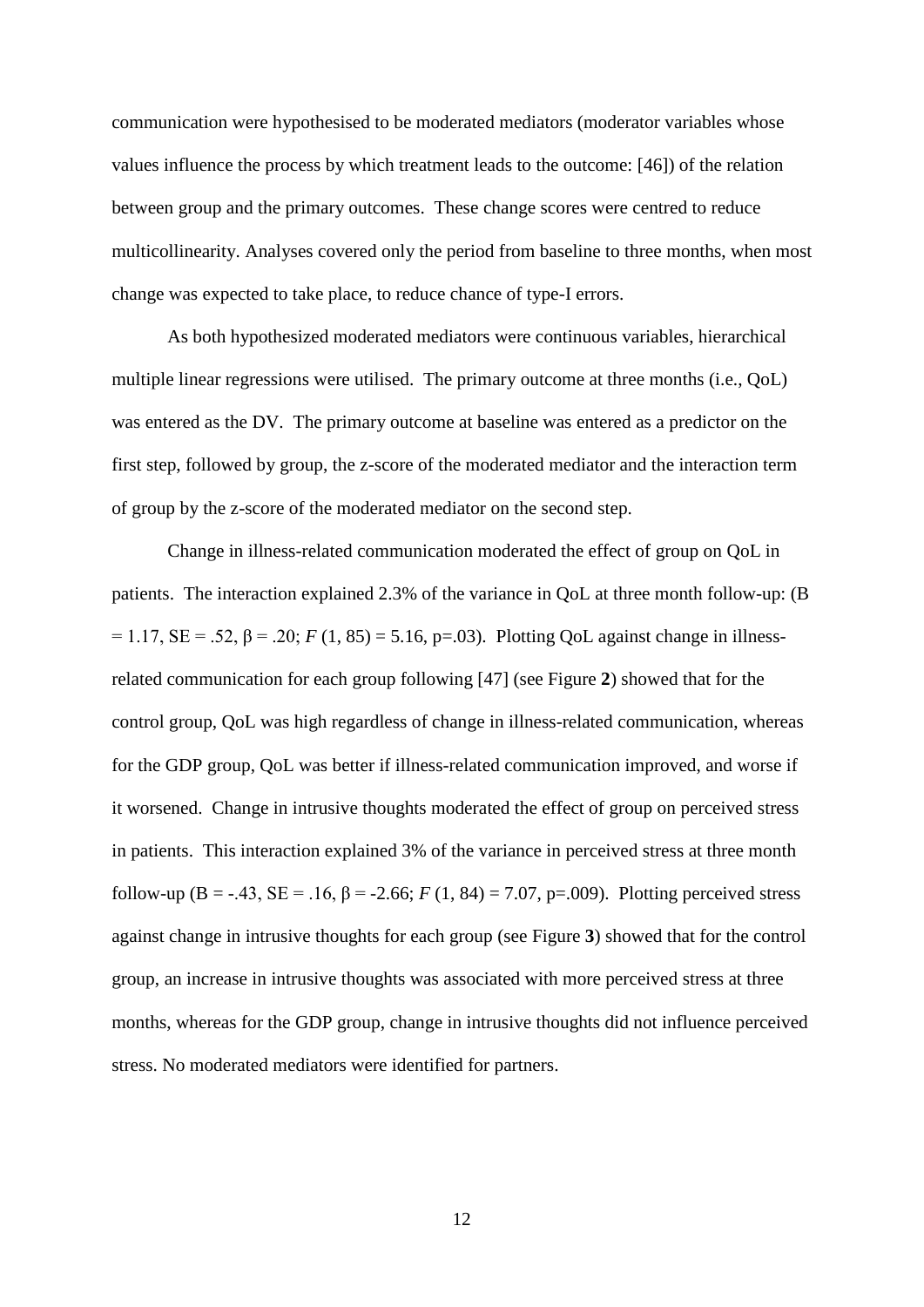communication were hypothesised to be moderated mediators (moderator variables whose values influence the process by which treatment leads to the outcome: [46]) of the relation between group and the primary outcomes. These change scores were centred to reduce multicollinearity. Analyses covered only the period from baseline to three months, when most change was expected to take place, to reduce chance of type-I errors.

As both hypothesized moderated mediators were continuous variables, hierarchical multiple linear regressions were utilised. The primary outcome at three months (i.e., QoL) was entered as the DV. The primary outcome at baseline was entered as a predictor on the first step, followed by group, the z-score of the moderated mediator and the interaction term of group by the z-score of the moderated mediator on the second step.

Change in illness-related communication moderated the effect of group on QoL in patients. The interaction explained 2.3% of the variance in QoL at three month follow-up: ($B = 1.17$, $SE = .52$, $\beta = .20$; $F(1, 85) = 5.16$, $p=.03$). Plotting QoL against change in illness-related communication for each group following [47] (see Figure **2**) showed that for the control group, QoL was high regardless of change in illness-related communication, whereas for the GDP group, QoL was better if illness-related communication improved, and worse if it worsened. Change in intrusive thoughts moderated the effect of group on perceived stress in patients. This interaction explained 3% of the variance in perceived stress at three month follow-up ($B = -.43$, $SE = .16$, $\beta = -2.66$; $F(1, 84) = 7.07$, $p=.009$). Plotting perceived stress against change in intrusive thoughts for each group (see Figure **3**) showed that for the control group, an increase in intrusive thoughts was associated with more perceived stress at three months, whereas for the GDP group, change in intrusive thoughts did not influence perceived stress. No moderated mediators were identified for partners.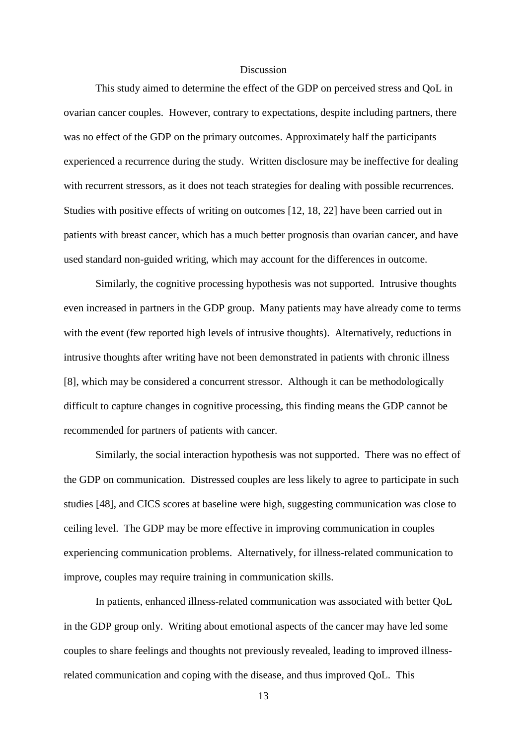## Discussion

This study aimed to determine the effect of the GDP on perceived stress and QoL in ovarian cancer couples. However, contrary to expectations, despite including partners, there was no effect of the GDP on the primary outcomes. Approximately half the participants experienced a recurrence during the study. Written disclosure may be ineffective for dealing with recurrent stressors, as it does not teach strategies for dealing with possible recurrences. Studies with positive effects of writing on outcomes [12, 18, 22] have been carried out in patients with breast cancer, which has a much better prognosis than ovarian cancer, and have used standard non-guided writing, which may account for the differences in outcome.

Similarly, the cognitive processing hypothesis was not supported. Intrusive thoughts even increased in partners in the GDP group. Many patients may have already come to terms with the event (few reported high levels of intrusive thoughts). Alternatively, reductions in intrusive thoughts after writing have not been demonstrated in patients with chronic illness [8], which may be considered a concurrent stressor. Although it can be methodologically difficult to capture changes in cognitive processing, this finding means the GDP cannot be recommended for partners of patients with cancer.

Similarly, the social interaction hypothesis was not supported. There was no effect of the GDP on communication. Distressed couples are less likely to agree to participate in such studies [48], and CICS scores at baseline were high, suggesting communication was close to ceiling level. The GDP may be more effective in improving communication in couples experiencing communication problems. Alternatively, for illness-related communication to improve, couples may require training in communication skills.

In patients, enhanced illness-related communication was associated with better QoL in the GDP group only. Writing about emotional aspects of the cancer may have led some couples to share feelings and thoughts not previously revealed, leading to improved illness-related communication and coping with the disease, and thus improved QoL. This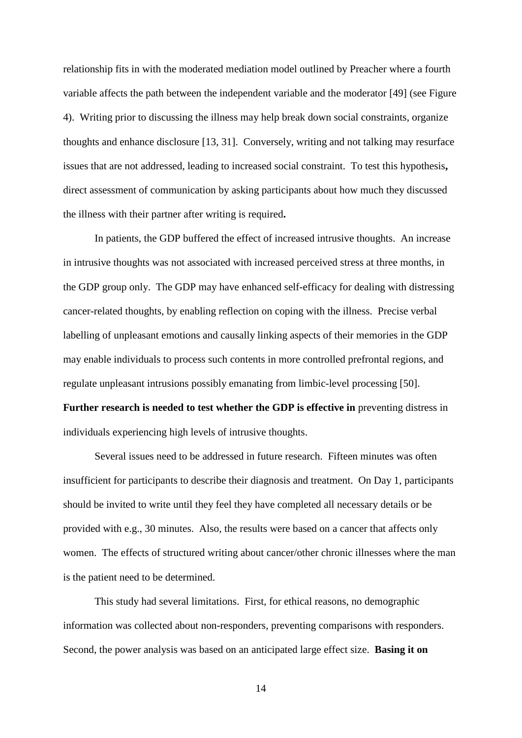relationship fits in with the moderated mediation model outlined by Preacher where a fourth variable affects the path between the independent variable and the moderator [49] (see Figure 4). Writing prior to discussing the illness may help break down social constraints, organize thoughts and enhance disclosure [13, 31]. Conversely, writing and not talking may resurface issues that are not addressed, leading to increased social constraint. To test this hypothesis**,** direct assessment of communication by asking participants about how much they discussed the illness with their partner after writing is required**.**

In patients, the GDP buffered the effect of increased intrusive thoughts. An increase in intrusive thoughts was not associated with increased perceived stress at three months, in the GDP group only. The GDP may have enhanced self-efficacy for dealing with distressing cancer-related thoughts, by enabling reflection on coping with the illness. Precise verbal labelling of unpleasant emotions and causally linking aspects of their memories in the GDP may enable individuals to process such contents in more controlled prefrontal regions, and regulate unpleasant intrusions possibly emanating from limbic-level processing [50]. **Further research is needed to test whether the GDP is effective in** preventing distress in individuals experiencing high levels of intrusive thoughts.

Several issues need to be addressed in future research. Fifteen minutes was often insufficient for participants to describe their diagnosis and treatment. On Day 1, participants should be invited to write until they feel they have completed all necessary details or be provided with e.g., 30 minutes. Also, the results were based on a cancer that affects only women. The effects of structured writing about cancer/other chronic illnesses where the man is the patient need to be determined.

This study had several limitations. First, for ethical reasons, no demographic information was collected about non-responders, preventing comparisons with responders. Second, the power analysis was based on an anticipated large effect size. **Basing it on**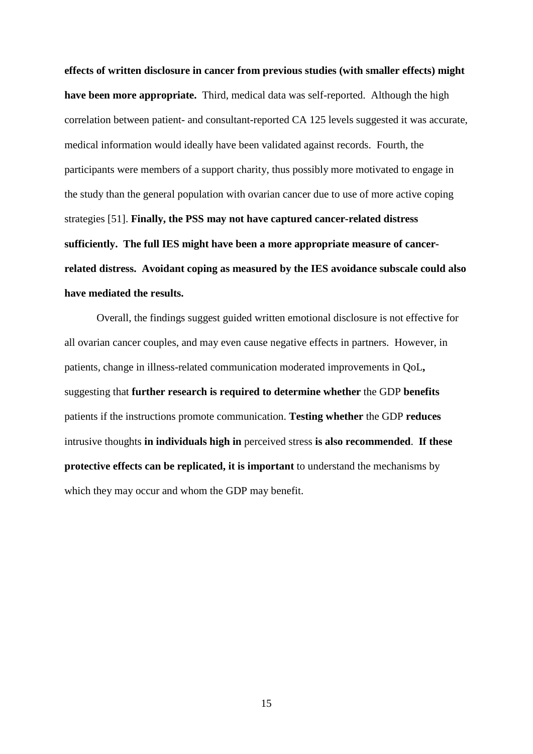**effects of written disclosure in cancer from previous studies (with smaller effects) might have been more appropriate.** Third, medical data was self-reported. Although the high correlation between patient- and consultant-reported CA 125 levels suggested it was accurate, medical information would ideally have been validated against records. Fourth, the participants were members of a support charity, thus possibly more motivated to engage in the study than the general population with ovarian cancer due to use of more active coping strategies [51]. **Finally, the PSS may not have captured cancer-related distress sufficiently. The full IES might have been a more appropriate measure of cancer-related distress. Avoidant coping as measured by the IES avoidance subscale could also have mediated the results.**

Overall, the findings suggest guided written emotional disclosure is not effective for all ovarian cancer couples, and may even cause negative effects in partners. However, in patients, change in illness-related communication moderated improvements in QoL**,** suggesting that **further research is required to determine whether** the GDP **benefits** patients if the instructions promote communication. **Testing whether** the GDP **reduces** intrusive thoughts **in individuals high in** perceived stress **is also recommended**. **If these protective effects can be replicated, it is important** to understand the mechanisms by which they may occur and whom the GDP may benefit.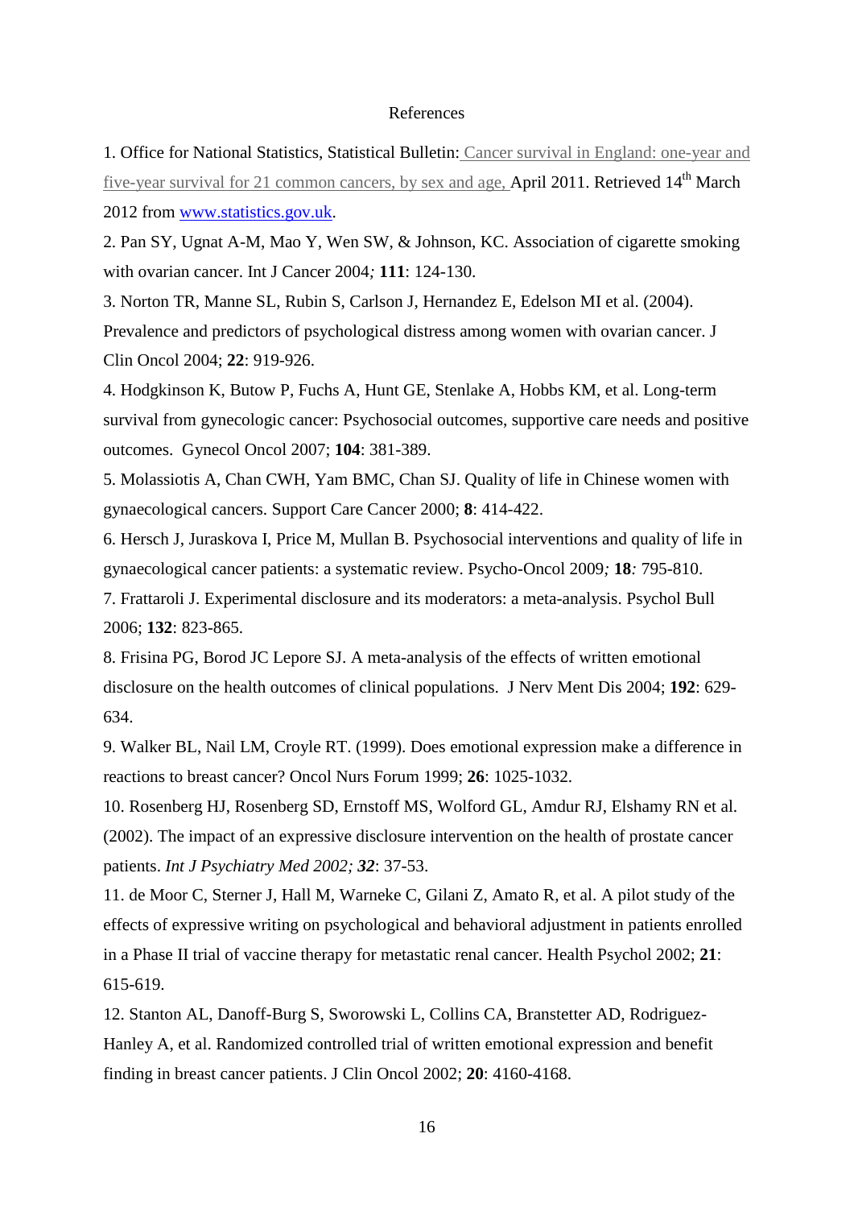References

1. Office for National Statistics, Statistical Bulletin: Cancer survival in England: one-year and five-year survival for 21 common cancers, by sex and age, April 2011. Retrieved 14th March 2012 from www.statistics.gov.uk.

2. Pan SY, Ugnat A-M, Mao Y, Wen SW, & Johnson, KC. Association of cigarette smoking with ovarian cancer. Int J Cancer 2004*;* **111**: 124-130.

3. Norton TR, Manne SL, Rubin S, Carlson J, Hernandez E, Edelson MI et al. (2004). Prevalence and predictors of psychological distress among women with ovarian cancer. J Clin Oncol 2004; **22**: 919-926.

4. Hodgkinson K, Butow P, Fuchs A, Hunt GE, Stenlake A, Hobbs KM, et al. Long-term survival from gynecologic cancer: Psychosocial outcomes, supportive care needs and positive outcomes. Gynecol Oncol 2007; **104**: 381-389.

5. Molassiotis A, Chan CWH, Yam BMC, Chan SJ. Quality of life in Chinese women with gynaecological cancers. Support Care Cancer 2000; **8**: 414-422.

6. Hersch J, Juraskova I, Price M, Mullan B. Psychosocial interventions and quality of life in gynaecological cancer patients: a systematic review. Psycho-Oncol 2009*;* **18***:* 795-810.

7. Frattaroli J. Experimental disclosure and its moderators: a meta-analysis. Psychol Bull 2006; **132**: 823-865.

8. Frisina PG, Borod JC Lepore SJ. A meta-analysis of the effects of written emotional disclosure on the health outcomes of clinical populations. J Nerv Ment Dis 2004; **192**: 629-634.

9. Walker BL, Nail LM, Croyle RT. (1999). Does emotional expression make a difference in reactions to breast cancer? Oncol Nurs Forum 1999; **26**: 1025-1032.

10. Rosenberg HJ, Rosenberg SD, Ernstoff MS, Wolford GL, Amdur RJ, Elshamy RN et al. (2002). The impact of an expressive disclosure intervention on the health of prostate cancer patients. *Int J Psychiatry Med 2002;* ***32***: 37-53.

11. de Moor C, Sterner J, Hall M, Warneke C, Gilani Z, Amato R, et al. A pilot study of the effects of expressive writing on psychological and behavioral adjustment in patients enrolled in a Phase II trial of vaccine therapy for metastatic renal cancer. Health Psychol 2002; **21**: 615-619.

12. Stanton AL, Danoff-Burg S, Sworowski L, Collins CA, Branstetter AD, Rodriguez-Hanley A, et al. Randomized controlled trial of written emotional expression and benefit finding in breast cancer patients. J Clin Oncol 2002; **20**: 4160-4168.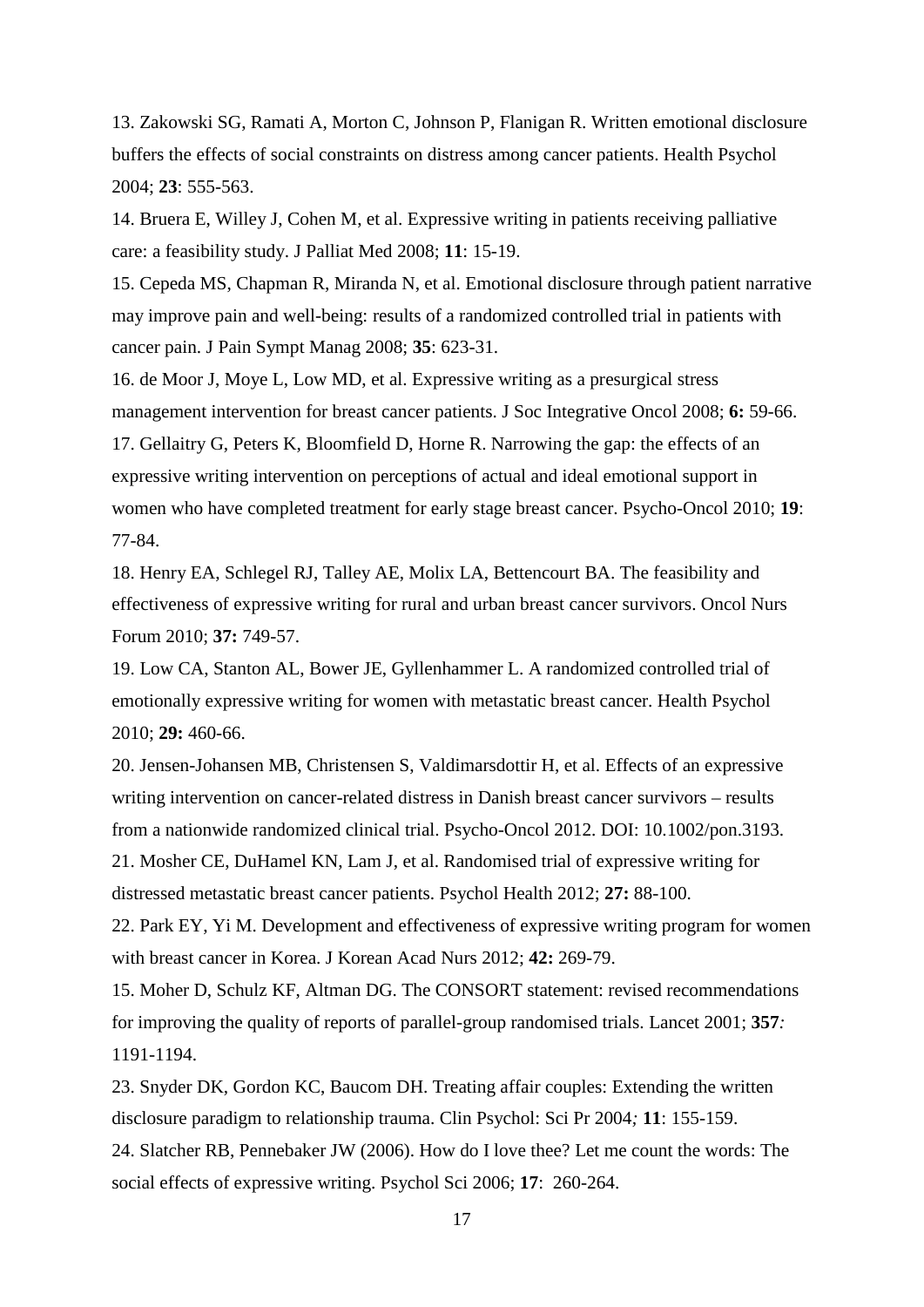13. Zakowski SG, Ramati A, Morton C, Johnson P, Flanigan R. Written emotional disclosure buffers the effects of social constraints on distress among cancer patients. Health Psychol 2004; **23**: 555-563.

14. Bruera E, Willey J, Cohen M, et al. Expressive writing in patients receiving palliative care: a feasibility study. J Palliat Med 2008; **11**: 15-19.

15. Cepeda MS, Chapman R, Miranda N, et al. Emotional disclosure through patient narrative may improve pain and well-being: results of a randomized controlled trial in patients with cancer pain. J Pain Sympt Manag 2008; **35**: 623-31.

16. de Moor J, Moye L, Low MD, et al. Expressive writing as a presurgical stress management intervention for breast cancer patients. J Soc Integrative Oncol 2008; **6:** 59-66.

17. Gellaitry G, Peters K, Bloomfield D, Horne R. Narrowing the gap: the effects of an expressive writing intervention on perceptions of actual and ideal emotional support in women who have completed treatment for early stage breast cancer. Psycho-Oncol 2010; **19**: 77-84.

18. Henry EA, Schlegel RJ, Talley AE, Molix LA, Bettencourt BA. The feasibility and effectiveness of expressive writing for rural and urban breast cancer survivors. Oncol Nurs Forum 2010; **37:** 749-57.

19. Low CA, Stanton AL, Bower JE, Gyllenhammer L. A randomized controlled trial of emotionally expressive writing for women with metastatic breast cancer. Health Psychol 2010; **29:** 460-66.

20. Jensen-Johansen MB, Christensen S, Valdimarsdottir H, et al. Effects of an expressive writing intervention on cancer-related distress in Danish breast cancer survivors – results from a nationwide randomized clinical trial. Psycho-Oncol 2012. DOI: 10.1002/pon.3193.

21. Mosher CE, DuHamel KN, Lam J, et al. Randomised trial of expressive writing for distressed metastatic breast cancer patients. Psychol Health 2012; **27:** 88-100.

22. Park EY, Yi M. Development and effectiveness of expressive writing program for women with breast cancer in Korea. J Korean Acad Nurs 2012; **42:** 269-79.

15. Moher D, Schulz KF, Altman DG. The CONSORT statement: revised recommendations for improving the quality of reports of parallel-group randomised trials. Lancet 2001; **357***:* 1191-1194.

23. Snyder DK, Gordon KC, Baucom DH. Treating affair couples: Extending the written disclosure paradigm to relationship trauma. Clin Psychol: Sci Pr 2004*;* **11**: 155-159.

24. Slatcher RB, Pennebaker JW (2006). How do I love thee? Let me count the words: The social effects of expressive writing. Psychol Sci 2006; **17**: 260-264.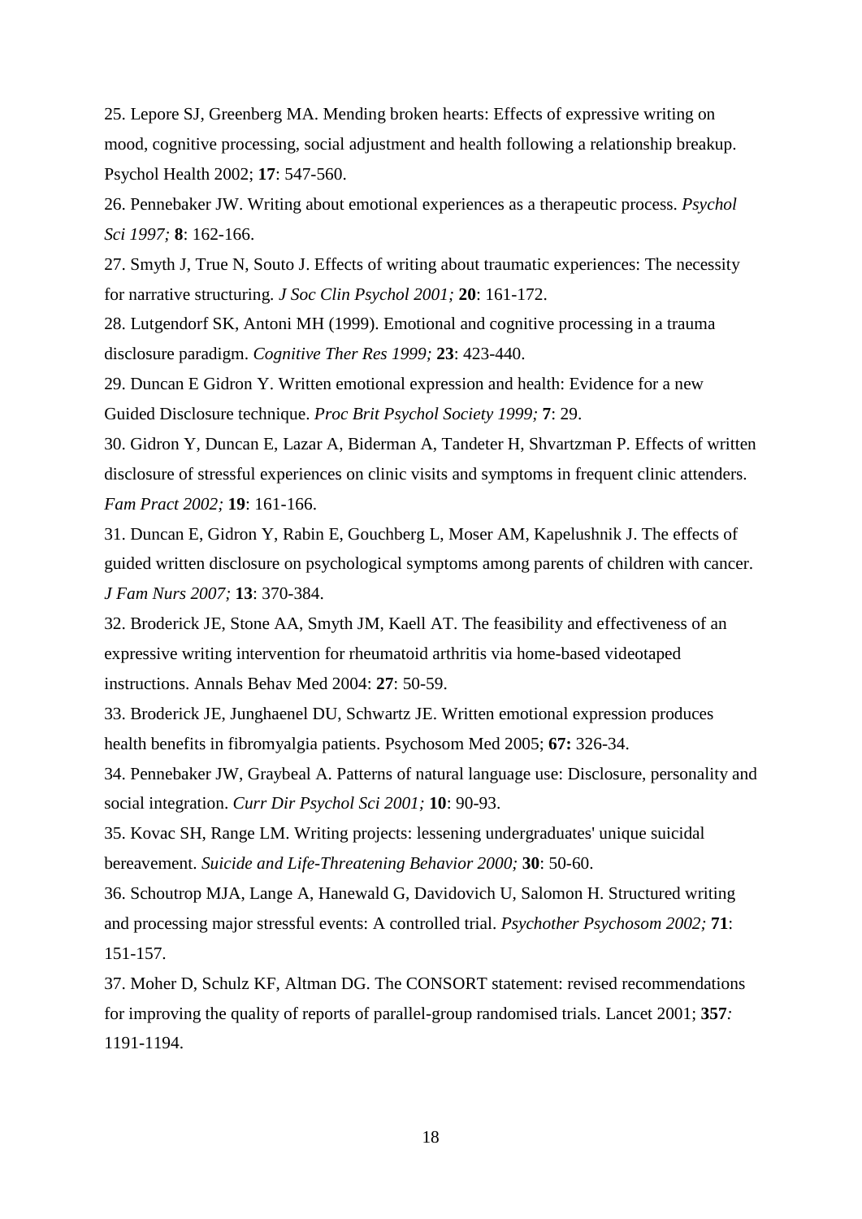25. Lepore SJ, Greenberg MA. Mending broken hearts: Effects of expressive writing on mood, cognitive processing, social adjustment and health following a relationship breakup. Psychol Health 2002; **17**: 547-560.

26. Pennebaker JW. Writing about emotional experiences as a therapeutic process. *Psychol Sci 1997;* **8**: 162-166.

27. Smyth J, True N, Souto J. Effects of writing about traumatic experiences: The necessity for narrative structuring. *J Soc Clin Psychol 2001;* **20**: 161-172.

28. Lutgendorf SK, Antoni MH (1999). Emotional and cognitive processing in a trauma disclosure paradigm. *Cognitive Ther Res 1999;* **23**: 423-440.

29. Duncan E Gidron Y. Written emotional expression and health: Evidence for a new Guided Disclosure technique. *Proc Brit Psychol Society 1999;* **7**: 29.

30. Gidron Y, Duncan E, Lazar A, Biderman A, Tandeter H, Shvartzman P. Effects of written disclosure of stressful experiences on clinic visits and symptoms in frequent clinic attenders. *Fam Pract 2002;* **19**: 161-166.

31. Duncan E, Gidron Y, Rabin E, Gouchberg L, Moser AM, Kapelushnik J. The effects of guided written disclosure on psychological symptoms among parents of children with cancer. *J Fam Nurs 2007;* **13**: 370-384.

32. Broderick JE, Stone AA, Smyth JM, Kaell AT. The feasibility and effectiveness of an expressive writing intervention for rheumatoid arthritis via home-based videotaped instructions. Annals Behav Med 2004: **27**: 50-59.

33. Broderick JE, Junghaenel DU, Schwartz JE. Written emotional expression produces health benefits in fibromyalgia patients. Psychosom Med 2005; **67:** 326-34.

34. Pennebaker JW, Graybeal A. Patterns of natural language use: Disclosure, personality and social integration. *Curr Dir Psychol Sci 2001;* **10**: 90-93.

35. Kovac SH, Range LM. Writing projects: lessening undergraduates' unique suicidal bereavement. *Suicide and Life-Threatening Behavior 2000;* **30**: 50-60.

36. Schoutrop MJA, Lange A, Hanewald G, Davidovich U, Salomon H. Structured writing and processing major stressful events: A controlled trial. *Psychother Psychosom 2002;* **71**: 151-157.

37. Moher D, Schulz KF, Altman DG. The CONSORT statement: revised recommendations for improving the quality of reports of parallel-group randomised trials. Lancet 2001; **357***:* 1191-1194.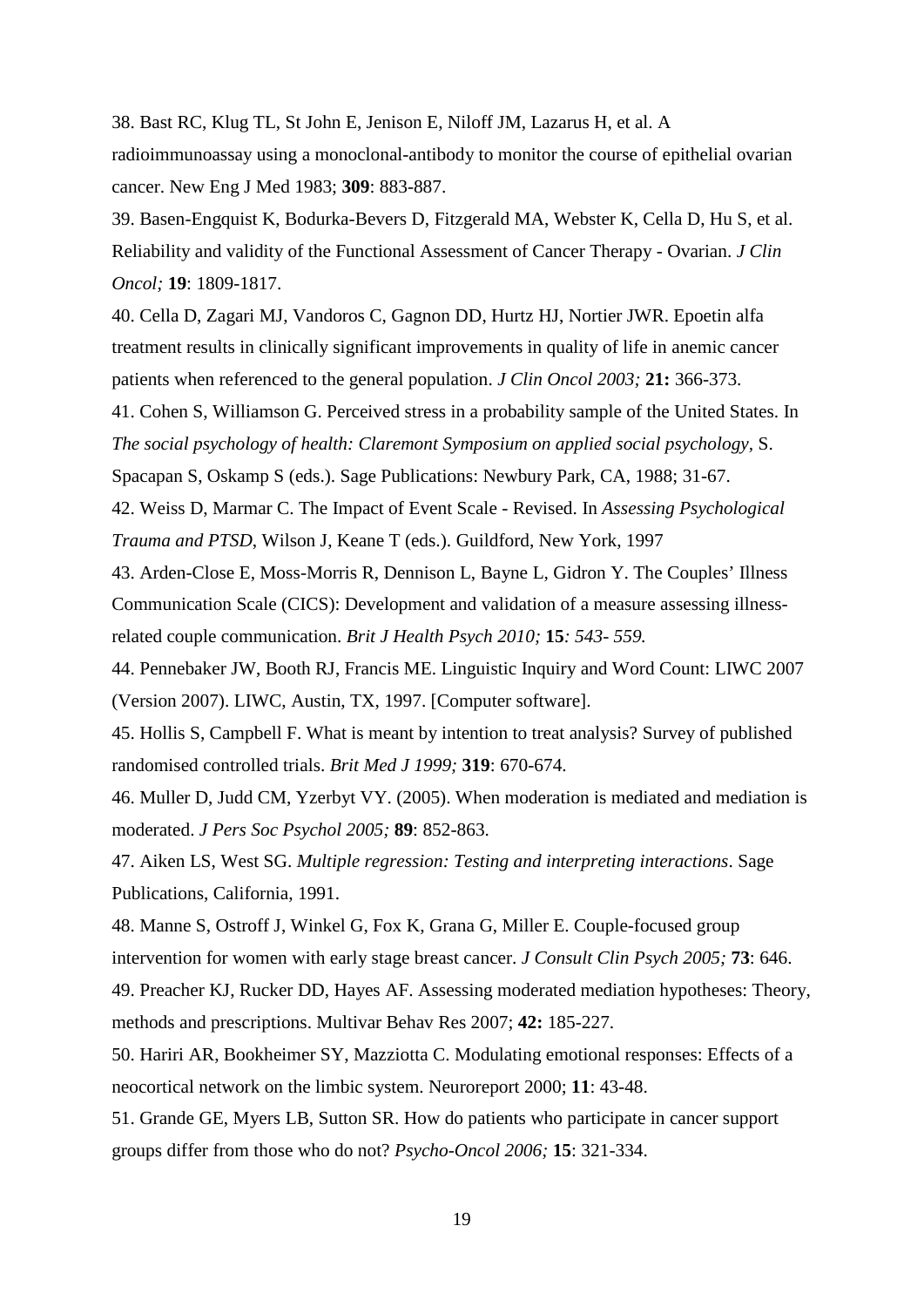38. Bast RC, Klug TL, St John E, Jenison E, Niloff JM, Lazarus H, et al. A radioimmunoassay using a monoclonal-antibody to monitor the course of epithelial ovarian cancer. New Eng J Med 1983; **309**: 883-887.

39. Basen-Engquist K, Bodurka-Bevers D, Fitzgerald MA, Webster K, Cella D, Hu S, et al. Reliability and validity of the Functional Assessment of Cancer Therapy - Ovarian. *J Clin Oncol;* **19**: 1809-1817.

40. Cella D, Zagari MJ, Vandoros C, Gagnon DD, Hurtz HJ, Nortier JWR. Epoetin alfa treatment results in clinically significant improvements in quality of life in anemic cancer patients when referenced to the general population. *J Clin Oncol 2003;* **21:** 366-373.

41. Cohen S, Williamson G. Perceived stress in a probability sample of the United States. In *The social psychology of health: Claremont Symposium on applied social psychology,* S. Spacapan S, Oskamp S (eds.). Sage Publications: Newbury Park, CA, 1988; 31-67.

42. Weiss D, Marmar C. The Impact of Event Scale - Revised. In *Assessing Psychological Trauma and PTSD*, Wilson J, Keane T (eds.). Guildford, New York, 1997

43. Arden-Close E, Moss-Morris R, Dennison L, Bayne L, Gidron Y. The Couples' Illness Communication Scale (CICS): Development and validation of a measure assessing illness-related couple communication. *Brit J Health Psych 2010;* **15***: 543- 559.*

44. Pennebaker JW, Booth RJ, Francis ME. Linguistic Inquiry and Word Count: LIWC 2007 (Version 2007). LIWC, Austin, TX, 1997. [Computer software].

45. Hollis S, Campbell F. What is meant by intention to treat analysis? Survey of published randomised controlled trials. *Brit Med J 1999;* **319**: 670-674.

46. Muller D, Judd CM, Yzerbyt VY. (2005). When moderation is mediated and mediation is moderated. *J Pers Soc Psychol 2005;* **89**: 852-863.

47. Aiken LS, West SG. *Multiple regression: Testing and interpreting interactions*. Sage Publications, California, 1991.

48. Manne S, Ostroff J, Winkel G, Fox K, Grana G, Miller E. Couple-focused group intervention for women with early stage breast cancer. *J Consult Clin Psych 2005;* **73**: 646.

49. Preacher KJ, Rucker DD, Hayes AF. Assessing moderated mediation hypotheses: Theory, methods and prescriptions. Multivar Behav Res 2007; **42:** 185-227.

50. Hariri AR, Bookheimer SY, Mazziotta C. Modulating emotional responses: Effects of a neocortical network on the limbic system. Neuroreport 2000; **11**: 43-48.

51. Grande GE, Myers LB, Sutton SR. How do patients who participate in cancer support groups differ from those who do not? *Psycho-Oncol 2006;* **15**: 321-334.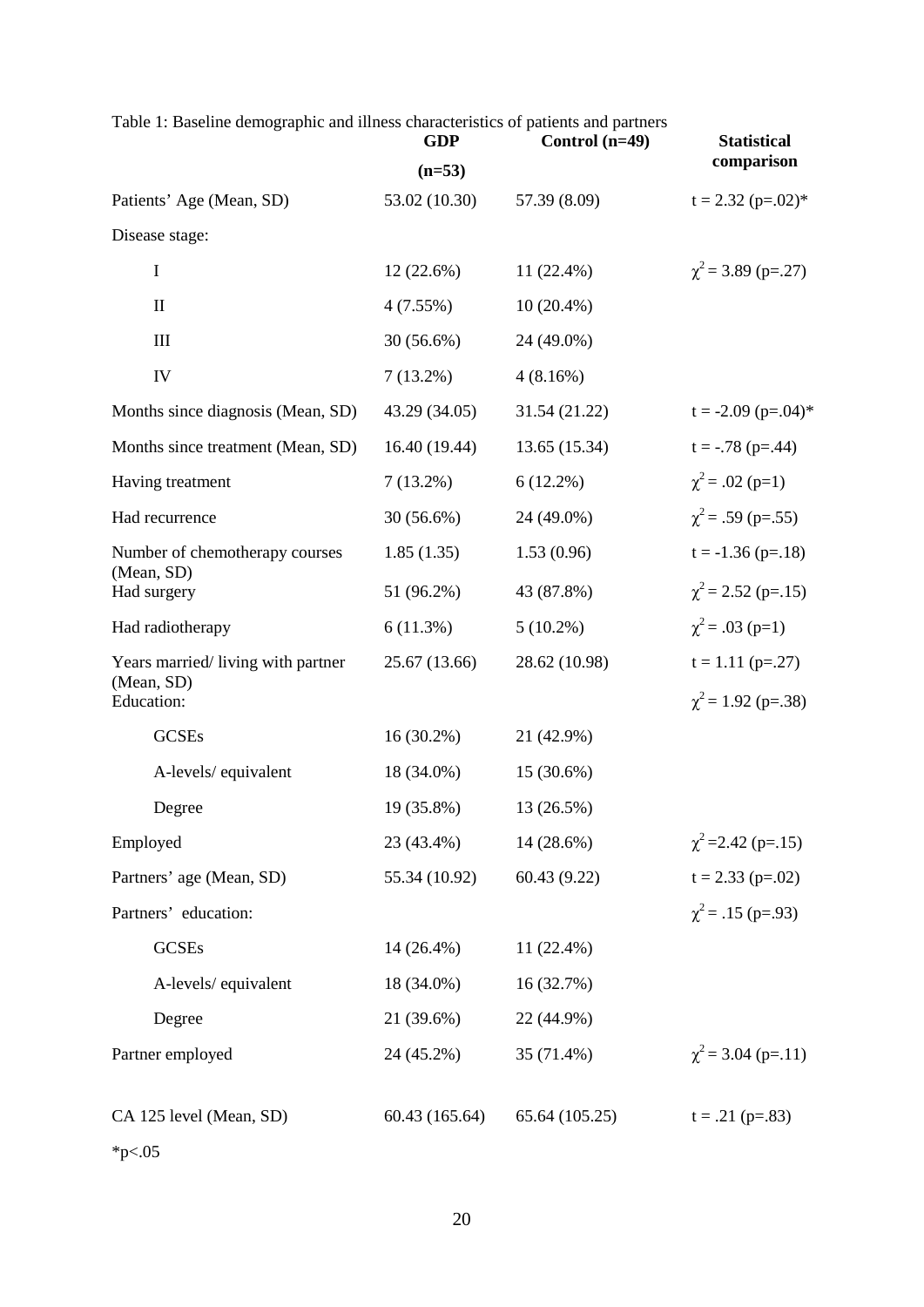Table 1: Baseline demographic and illness characteristics of patients and partners

| | GDP (n=53) | Control (n=49) | Statistical comparison |
|---|---|---|---|
| Patients' Age (Mean, SD) | 53.02 (10.30) | 57.39 (8.09) | t = 2.32 (p=.02)* |
| Disease stage: | | | |
| I | 12 (22.6%) | 11 (22.4%) | $\chi^2$ = 3.89 (p=.27) |
| II | 4 (7.55%) | 10 (20.4%) | |
| III | 30 (56.6%) | 24 (49.0%) | |
| IV | 7 (13.2%) | 4 (8.16%) | |
| Months since diagnosis (Mean, SD) | 43.29 (34.05) | 31.54 (21.22) | t = -2.09 (p=.04)* |
| Months since treatment (Mean, SD) | 16.40 (19.44) | 13.65 (15.34) | t = -.78 (p=.44) |
| Having treatment | 7 (13.2%) | 6 (12.2%) | $\chi^2$ = .02 (p=1) |
| Had recurrence | 30 (56.6%) | 24 (49.0%) | $\chi^2$ = .59 (p=.55) |
| Number of chemotherapy courses (Mean, SD) | 1.85 (1.35) | 1.53 (0.96) | t = -1.36 (p=.18) |
| Had surgery | 51 (96.2%) | 43 (87.8%) | $\chi^2$ = 2.52 (p=.15) |
| Had radiotherapy | 6 (11.3%) | 5 (10.2%) | $\chi^2$ = .03 (p=1) |
| Years married/ living with partner (Mean, SD) | 25.67 (13.66) | 28.62 (10.98) | t = 1.11 (p=.27) |
| Education: | | | $\chi^2$ = 1.92 (p=.38) |
| GCSEs | 16 (30.2%) | 21 (42.9%) | |
| A-levels/ equivalent | 18 (34.0%) | 15 (30.6%) | |
| Degree | 19 (35.8%) | 13 (26.5%) | |
| Employed | 23 (43.4%) | 14 (28.6%) | $\chi^2$ =2.42 (p=.15) |
| Partners' age (Mean, SD) | 55.34 (10.92) | 60.43 (9.22) | t = 2.33 (p=.02) |
| Partners' education: | | | $\chi^2$ = .15 (p=.93) |
| GCSEs | 14 (26.4%) | 11 (22.4%) | |
| A-levels/ equivalent | 18 (34.0%) | 16 (32.7%) | |
| Degree | 21 (39.6%) | 22 (44.9%) | |
| Partner employed | 24 (45.2%) | 35 (71.4%) | $\chi^2$ = 3.04 (p=.11) |
| CA 125 level (Mean, SD) | 60.43 (165.64) | 65.64 (105.25) | t = .21 (p=.83) |

*p<.05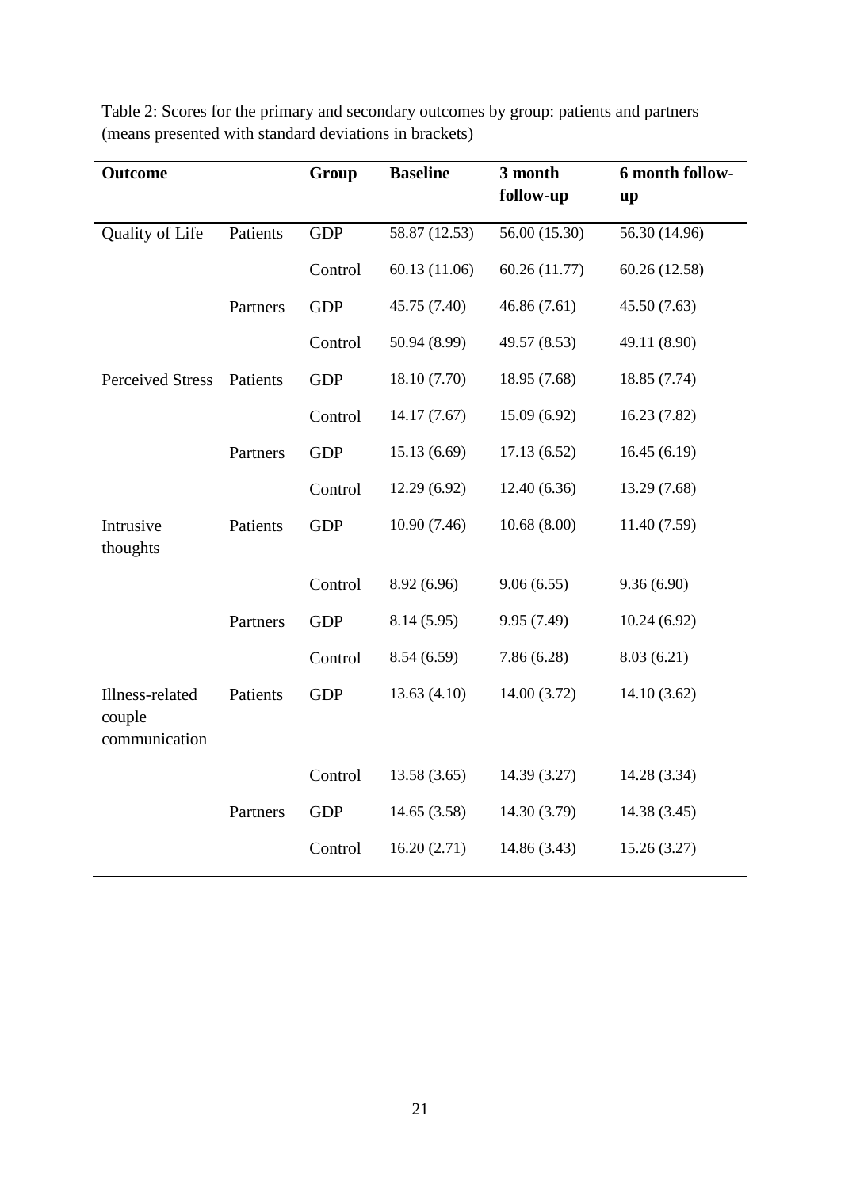Table 2: Scores for the primary and secondary outcomes by group: patients and partners (means presented with standard deviations in brackets)

| **Outcome** | | **Group** | **Baseline** | **3 month follow-up** | **6 month follow-up** |
|---|---|---|---|---|---|
| Quality of Life | Patients | GDP | 58.87 (12.53) | 56.00 (15.30) | 56.30 (14.96) |
| | | Control | 60.13 (11.06) | 60.26 (11.77) | 60.26 (12.58) |
| | Partners | GDP | 45.75 (7.40) | 46.86 (7.61) | 45.50 (7.63) |
| | | Control | 50.94 (8.99) | 49.57 (8.53) | 49.11 (8.90) |
| Perceived Stress | Patients | GDP | 18.10 (7.70) | 18.95 (7.68) | 18.85 (7.74) |
| | | Control | 14.17 (7.67) | 15.09 (6.92) | 16.23 (7.82) |
| | Partners | GDP | 15.13 (6.69) | 17.13 (6.52) | 16.45 (6.19) |
| | | Control | 12.29 (6.92) | 12.40 (6.36) | 13.29 (7.68) |
| Intrusive thoughts | Patients | GDP | 10.90 (7.46) | 10.68 (8.00) | 11.40 (7.59) |
| | | Control | 8.92 (6.96) | 9.06 (6.55) | 9.36 (6.90) |
| | Partners | GDP | 8.14 (5.95) | 9.95 (7.49) | 10.24 (6.92) |
| | | Control | 8.54 (6.59) | 7.86 (6.28) | 8.03 (6.21) |
| Illness-related couple communication | Patients | GDP | 13.63 (4.10) | 14.00 (3.72) | 14.10 (3.62) |
| | | Control | 13.58 (3.65) | 14.39 (3.27) | 14.28 (3.34) |
| | Partners | GDP | 14.65 (3.58) | 14.30 (3.79) | 14.38 (3.45) |
| | | Control | 16.20 (2.71) | 14.86 (3.43) | 15.26 (3.27) |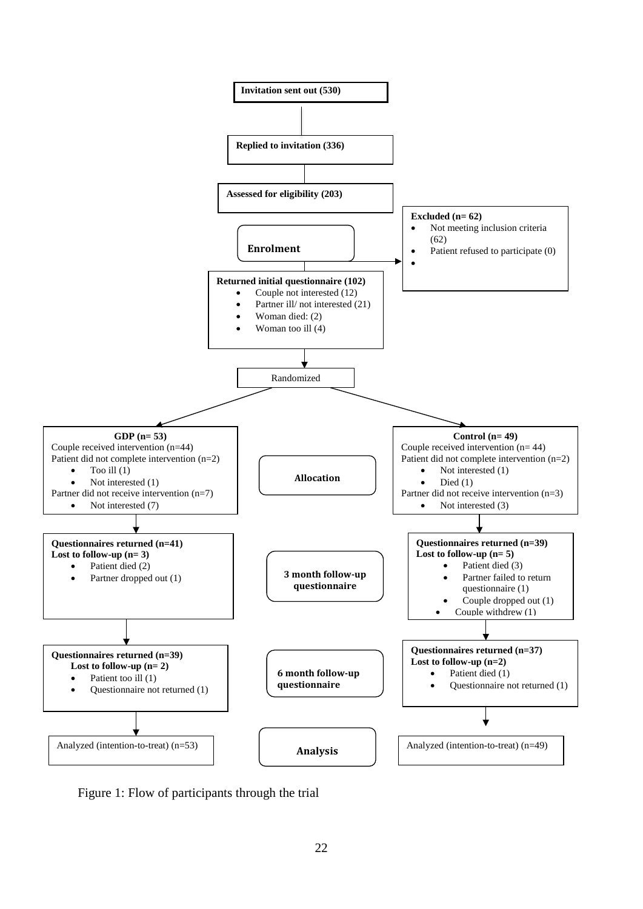**Invitation sent out (530)**

**Replied to invitation (336)**

**Assessed for eligibility (203)**

**Enrolment**

**Excluded (n= 62)**

- Not meeting inclusion criteria (62)
- Patient refused to participate (0)

**Returned initial questionnaire (102)**

- Couple not interested (12)
- Partner ill/ not interested (21)
- Woman died: (2)
- Woman too ill (4)

Randomized

**Allocation**

**GDP (n= 53)**
Couple received intervention (n=44)
Patient did not complete intervention (n=2)

- Too ill (1)
- Not interested (1)

Partner did not receive intervention (n=7)

- Not interested (7)

**Control (n= 49)**
Couple received intervention (n= 44)
Patient did not complete intervention (n=2)

- Not interested (1)
- Died (1)

Partner did not receive intervention (n=3)

- Not interested (3)

**3 month follow-up questionnaire**

GDP:
**Questionnaires returned (n=41)**
**Lost to follow-up (n= 3)**

- Patient died (2)
- Partner dropped out (1)

Control:
**Questionnaires returned (n=39)**
**Lost to follow-up (n= 5)**

- Patient died (3)
- Partner failed to return questionnaire (1)
- Couple dropped out (1)
- Couple withdrew (1)

**6 month follow-up questionnaire**

GDP:
**Questionnaires returned (n=39)**
**Lost to follow-up (n= 2)**

- Patient too ill (1)
- Questionnaire not returned (1)

Control:
**Questionnaires returned (n=37)**
**Lost to follow-up (n=2)**

- Patient died (1)
- Questionnaire not returned (1)

**Analysis**

GDP: Analyzed (intention-to-treat) (n=53)

Control: Analyzed (intention-to-treat) (n=49)

Figure 1: Flow of participants through the trial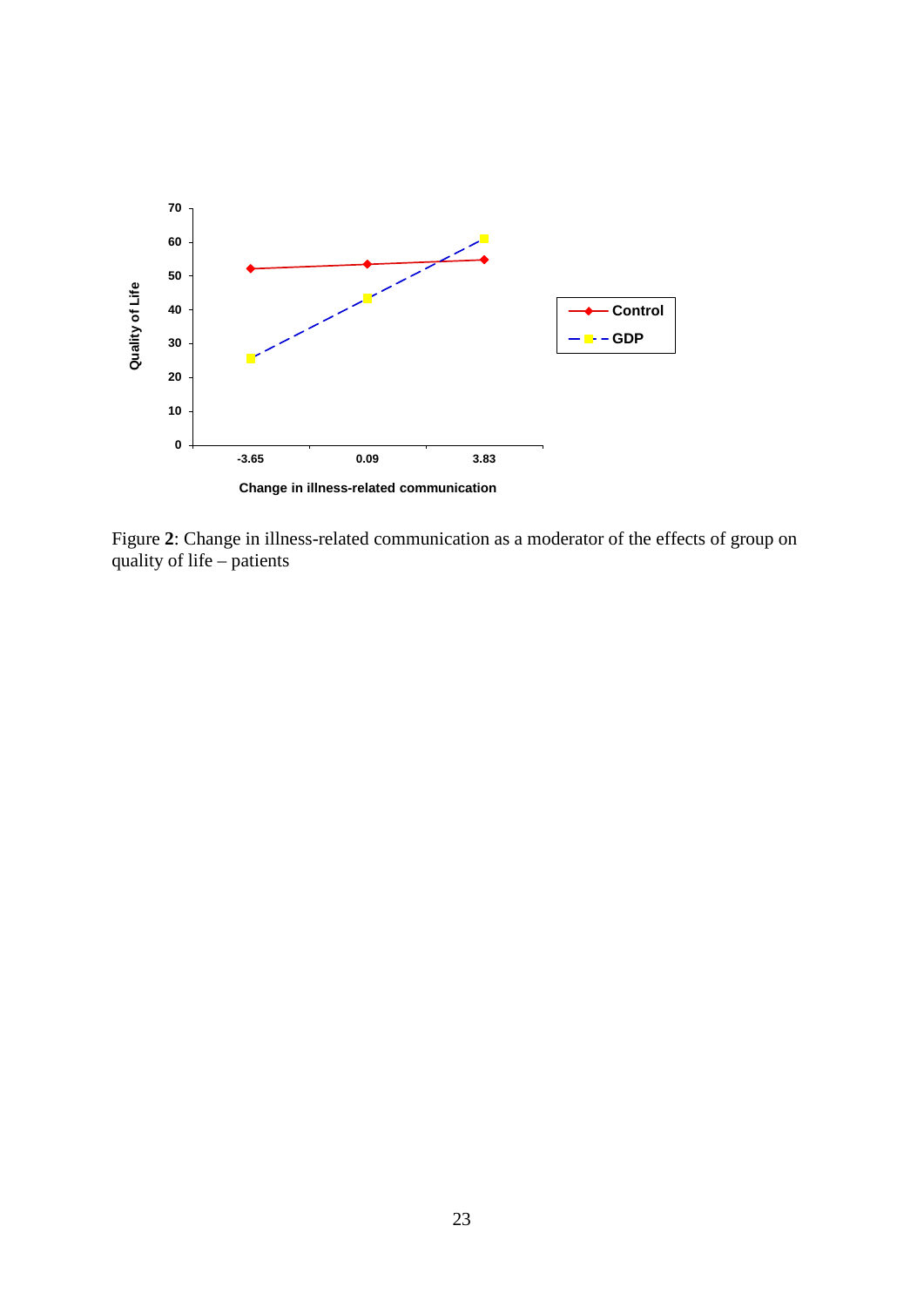Figure **2**: Change in illness-related communication as a moderator of the effects of group on quality of life – patients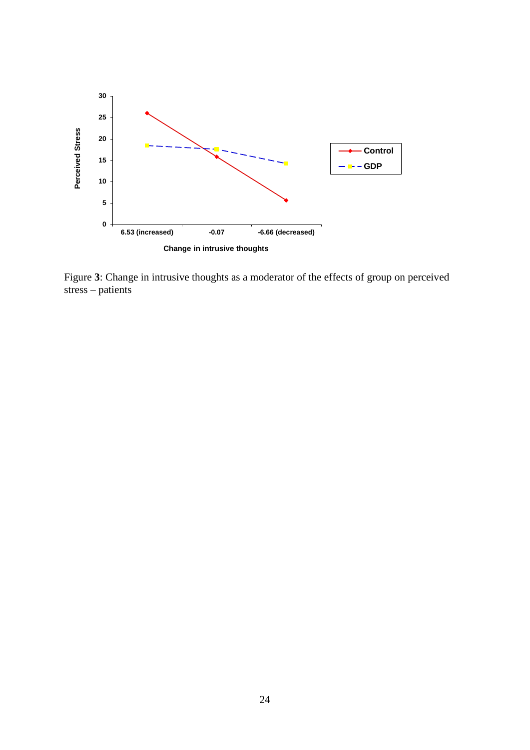Perceived Stress

30
25
20
15
10
5
0

6.53 (increased)
-0.07
-6.66 (decreased)

Change in intrusive thoughts

Control
GDP

Figure **3**: Change in intrusive thoughts as a moderator of the effects of group on perceived stress – patients